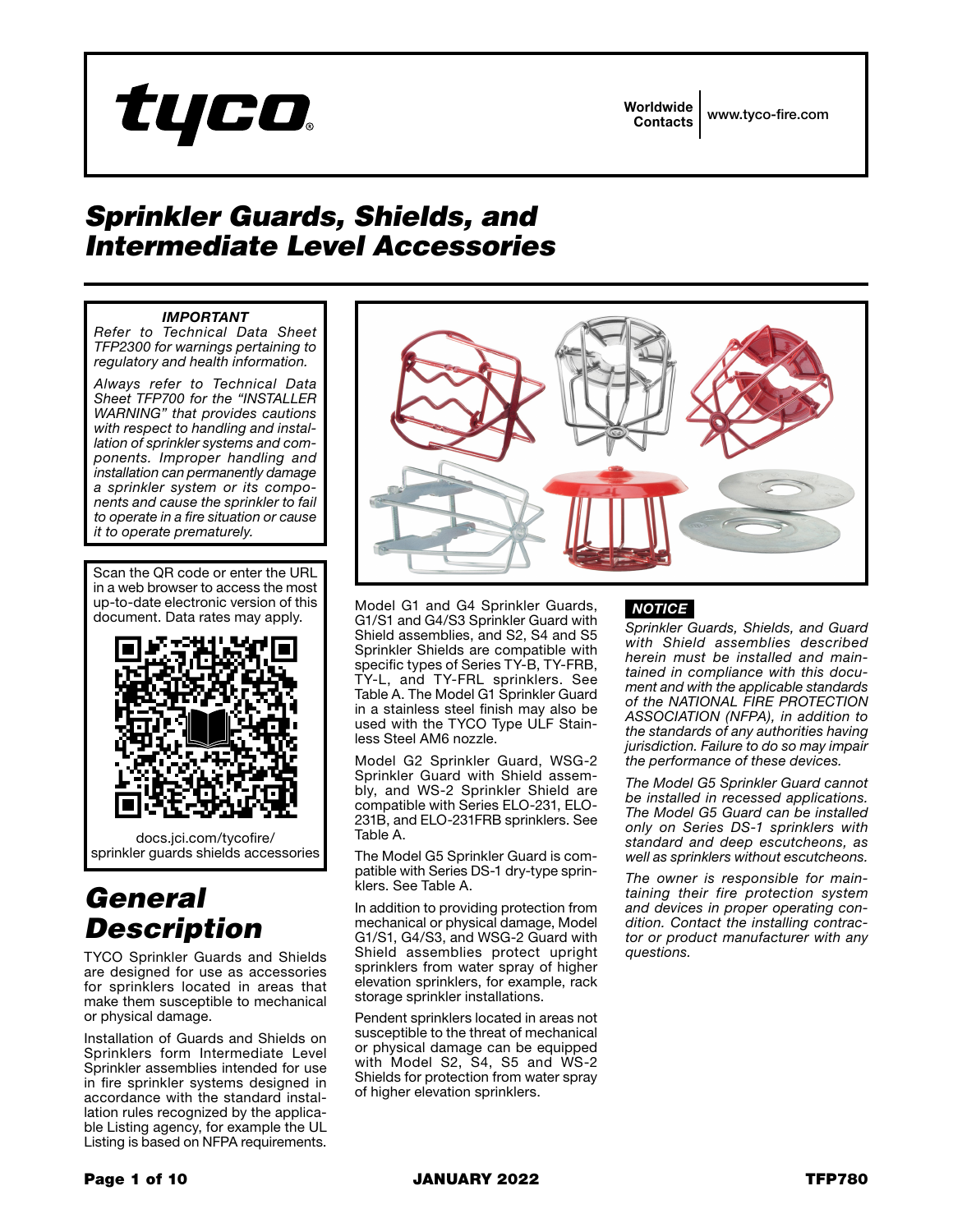# Sprinkler Guards, Shields, and Intermediate Level Accessories

***IMPORTANT***

*Refer to Technical Data Sheet TFP2300 for warnings pertaining to regulatory and health information.*

*Always refer to Technical Data Sheet TFP700 for the "INSTALLER WARNING" that provides cautions with respect to handling and installation of sprinkler systems and components. Improper handling and installation can permanently damage a sprinkler system or its components and cause the sprinkler to fail to operate in a fire situation or cause it to operate prematurely.*

Scan the QR code or enter the URL in a web browser to access the most up-to-date electronic version of this document. Data rates may apply.

docs.jci.com/tycofire/sprinkler guards shields accessories

## General Description

TYCO Sprinkler Guards and Shields are designed for use as accessories for sprinklers located in areas that make them susceptible to mechanical or physical damage.

Installation of Guards and Shields on Sprinklers form Intermediate Level Sprinkler assemblies intended for use in fire sprinkler systems designed in accordance with the standard installation rules recognized by the applicable Listing agency, for example the UL Listing is based on NFPA requirements.

Model G1 and G4 Sprinkler Guards, G1/S1 and G4/S3 Sprinkler Guard with Shield assemblies, and S2, S4 and S5 Sprinkler Shields are compatible with specific types of Series TY-B, TY-FRB, TY-L, and TY-FRL sprinklers. See Table A. The Model G1 Sprinkler Guard in a stainless steel finish may also be used with the TYCO Type ULF Stainless Steel AM6 nozzle.

Model G2 Sprinkler Guard, WSG-2 Sprinkler Guard with Shield assembly, and WS-2 Sprinkler Shield are compatible with Series ELO-231, ELO-231B, and ELO-231FRB sprinklers. See Table A.

The Model G5 Sprinkler Guard is compatible with Series DS-1 dry-type sprinklers. See Table A.

In addition to providing protection from mechanical or physical damage, Model G1/S1, G4/S3, and WSG-2 Guard with Shield assemblies protect upright sprinklers from water spray of higher elevation sprinklers, for example, rack storage sprinkler installations.

Pendent sprinklers located in areas not susceptible to the threat of mechanical or physical damage can be equipped with Model S2, S4, S5 and WS-2 Shields for protection from water spray of higher elevation sprinklers.

***NOTICE***

*Sprinkler Guards, Shields, and Guard with Shield assemblies described herein must be installed and maintained in compliance with this document and with the applicable standards of the NATIONAL FIRE PROTECTION ASSOCIATION (NFPA), in addition to the standards of any authorities having jurisdiction. Failure to do so may impair the performance of these devices.*

*The Model G5 Sprinkler Guard cannot be installed in recessed applications. The Model G5 Guard can be installed only on Series DS-1 sprinklers with standard and deep escutcheons, as well as sprinklers without escutcheons.*

*The owner is responsible for maintaining their fire protection system and devices in proper operating condition. Contact the installing contractor or product manufacturer with any questions.*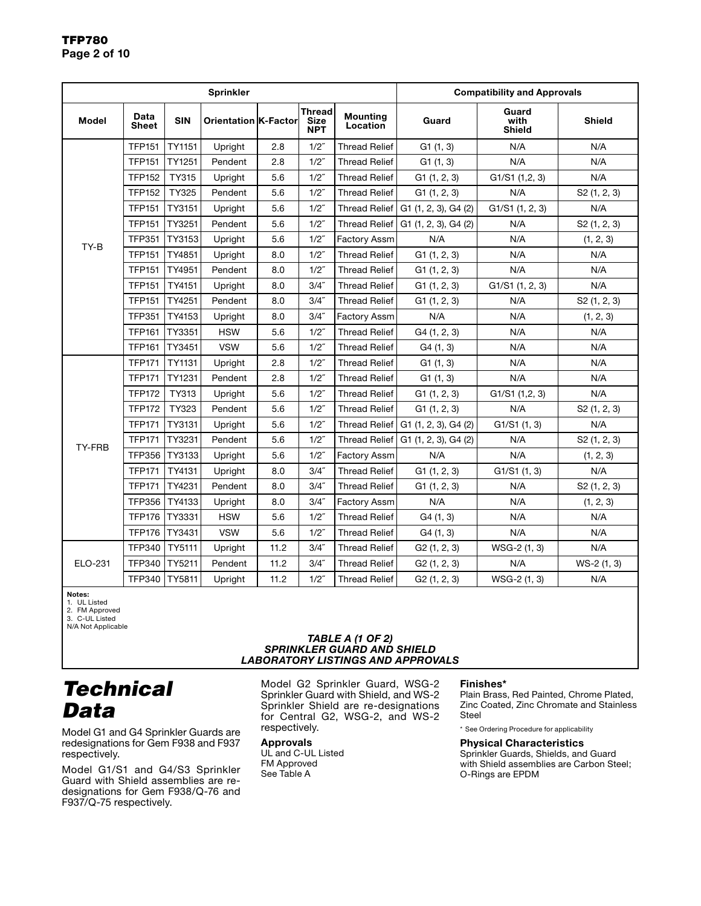| Sprinkler | | | | | | | Compatibility and Approvals | | |
|---|---|---|---|---|---|---|---|---|---|
| Model | Data Sheet | SIN | Orientation | K-Factor | Thread Size NPT | Mounting Location | Guard | Guard with Shield | Shield |
| TY-B | TFP151 | TY1151 | Upright | 2.8 | 1/2″ | Thread Relief | G1 (1, 3) | N/A | N/A |
| | TFP151 | TY1251 | Pendent | 2.8 | 1/2″ | Thread Relief | G1 (1, 3) | N/A | N/A |
| | TFP152 | TY315 | Upright | 5.6 | 1/2″ | Thread Relief | G1 (1, 2, 3) | G1/S1 (1,2, 3) | N/A |
| | TFP152 | TY325 | Pendent | 5.6 | 1/2″ | Thread Relief | G1 (1, 2, 3) | N/A | S2 (1, 2, 3) |
| | TFP151 | TY3151 | Upright | 5.6 | 1/2″ | Thread Relief | G1 (1, 2, 3), G4 (2) | G1/S1 (1, 2, 3) | N/A |
| | TFP151 | TY3251 | Pendent | 5.6 | 1/2″ | Thread Relief | G1 (1, 2, 3), G4 (2) | N/A | S2 (1, 2, 3) |
| | TFP351 | TY3153 | Upright | 5.6 | 1/2″ | Factory Assm | N/A | N/A | (1, 2, 3) |
| | TFP151 | TY4851 | Upright | 8.0 | 1/2″ | Thread Relief | G1 (1, 2, 3) | N/A | N/A |
| | TFP151 | TY4951 | Pendent | 8.0 | 1/2″ | Thread Relief | G1 (1, 2, 3) | N/A | N/A |
| | TFP151 | TY4151 | Upright | 8.0 | 3/4″ | Thread Relief | G1 (1, 2, 3) | G1/S1 (1, 2, 3) | N/A |
| | TFP151 | TY4251 | Pendent | 8.0 | 3/4″ | Thread Relief | G1 (1, 2, 3) | N/A | S2 (1, 2, 3) |
| | TFP351 | TY4153 | Upright | 8.0 | 3/4″ | Factory Assm | N/A | N/A | (1, 2, 3) |
| | TFP161 | TY3351 | HSW | 5.6 | 1/2″ | Thread Relief | G4 (1, 2, 3) | N/A | N/A |
| | TFP161 | TY3451 | VSW | 5.6 | 1/2″ | Thread Relief | G4 (1, 3) | N/A | N/A |
| TY-FRB | TFP171 | TY1131 | Upright | 2.8 | 1/2″ | Thread Relief | G1 (1, 3) | N/A | N/A |
| | TFP171 | TY1231 | Pendent | 2.8 | 1/2″ | Thread Relief | G1 (1, 3) | N/A | N/A |
| | TFP172 | TY313 | Upright | 5.6 | 1/2″ | Thread Relief | G1 (1, 2, 3) | G1/S1 (1,2, 3) | N/A |
| | TFP172 | TY323 | Pendent | 5.6 | 1/2″ | Thread Relief | G1 (1, 2, 3) | N/A | S2 (1, 2, 3) |
| | TFP171 | TY3131 | Upright | 5.6 | 1/2″ | Thread Relief | G1 (1, 2, 3), G4 (2) | G1/S1 (1, 3) | N/A |
| | TFP171 | TY3231 | Pendent | 5.6 | 1/2″ | Thread Relief | G1 (1, 2, 3), G4 (2) | N/A | S2 (1, 2, 3) |
| | TFP356 | TY3133 | Upright | 5.6 | 1/2″ | Factory Assm | N/A | N/A | (1, 2, 3) |
| | TFP171 | TY4131 | Upright | 8.0 | 3/4″ | Thread Relief | G1 (1, 2, 3) | G1/S1 (1, 3) | N/A |
| | TFP171 | TY4231 | Pendent | 8.0 | 3/4″ | Thread Relief | G1 (1, 2, 3) | N/A | S2 (1, 2, 3) |
| | TFP356 | TY4133 | Upright | 8.0 | 3/4″ | Factory Assm | N/A | N/A | (1, 2, 3) |
| | TFP176 | TY3331 | HSW | 5.6 | 1/2″ | Thread Relief | G4 (1, 3) | N/A | N/A |
| | TFP176 | TY3431 | VSW | 5.6 | 1/2″ | Thread Relief | G4 (1, 3) | N/A | N/A |
| ELO-231 | TFP340 | TY5111 | Upright | 11.2 | 3/4″ | Thread Relief | G2 (1, 2, 3) | WSG-2 (1, 3) | N/A |
| | TFP340 | TY5211 | Pendent | 11.2 | 3/4″ | Thread Relief | G2 (1, 2, 3) | N/A | WS-2 (1, 3) |
| | TFP340 | TY5811 | Upright | 11.2 | 1/2″ | Thread Relief | G2 (1, 2, 3) | WSG-2 (1, 3) | N/A |

**Notes:**
1. UL Listed
2. FM Approved
3. C-UL Listed

N/A Not Applicable

***TABLE A (1 OF 2) SPRINKLER GUARD AND SHIELD LABORATORY LISTINGS AND APPROVALS***

# *Technical Data*

Model G1 and G4 Sprinkler Guards are redesignations for Gem F938 and F937 respectively.

Model G1/S1 and G4/S3 Sprinkler Guard with Shield assemblies are re-designations for Gem F938/Q-76 and F937/Q-75 respectively.

Model G2 Sprinkler Guard, WSG-2 Sprinkler Guard with Shield, and WS-2 Sprinkler Shield are re-designations for Central G2, WSG-2, and WS-2 respectively.

### Approvals

UL and C-UL Listed
FM Approved
See Table A

### Finishes*

Plain Brass, Red Painted, Chrome Plated, Zinc Coated, Zinc Chromate and Stainless Steel

* See Ordering Procedure for applicability

### Physical Characteristics

Sprinkler Guards, Shields, and Guard with Shield assemblies are Carbon Steel; O-Rings are EPDM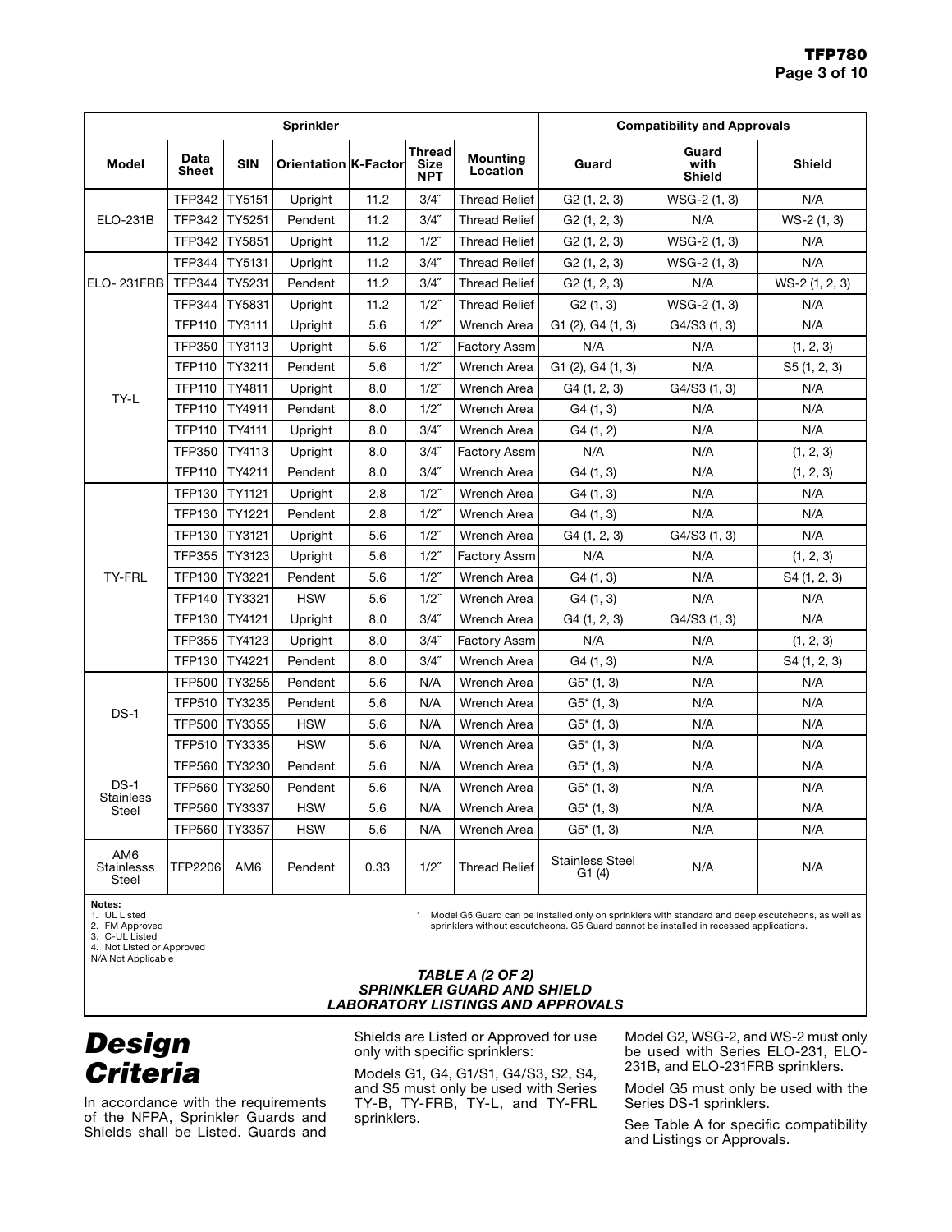| Sprinkler | | | | | | | Compatibility and Approvals | | |
|---|---|---|---|---|---|---|---|---|---|
| Model | Data Sheet | SIN | Orientation | K-Factor | Thread Size NPT | Mounting Location | Guard | Guard with Shield | Shield |
| ELO-231B | TFP342 | TY5151 | Upright | 11.2 | 3/4″ | Thread Relief | G2 (1, 2, 3) | WSG-2 (1, 3) | N/A |
| | TFP342 | TY5251 | Pendent | 11.2 | 3/4″ | Thread Relief | G2 (1, 2, 3) | N/A | WS-2 (1, 3) |
| | TFP342 | TY5851 | Upright | 11.2 | 1/2″ | Thread Relief | G2 (1, 2, 3) | WSG-2 (1, 3) | N/A |
| ELO- 231FRB | TFP344 | TY5131 | Upright | 11.2 | 3/4″ | Thread Relief | G2 (1, 2, 3) | WSG-2 (1, 3) | N/A |
| | TFP344 | TY5231 | Pendent | 11.2 | 3/4″ | Thread Relief | G2 (1, 2, 3) | N/A | WS-2 (1, 2, 3) |
| | TFP344 | TY5831 | Upright | 11.2 | 1/2″ | Thread Relief | G2 (1, 3) | WSG-2 (1, 3) | N/A |
| TY-L | TFP110 | TY3111 | Upright | 5.6 | 1/2″ | Wrench Area | G1 (2), G4 (1, 3) | G4/S3 (1, 3) | N/A |
| | TFP350 | TY3113 | Upright | 5.6 | 1/2″ | Factory Assm | N/A | N/A | (1, 2, 3) |
| | TFP110 | TY3211 | Pendent | 5.6 | 1/2″ | Wrench Area | G1 (2), G4 (1, 3) | N/A | S5 (1, 2, 3) |
| | TFP110 | TY4811 | Upright | 8.0 | 1/2″ | Wrench Area | G4 (1, 2, 3) | G4/S3 (1, 3) | N/A |
| | TFP110 | TY4911 | Pendent | 8.0 | 1/2″ | Wrench Area | G4 (1, 3) | N/A | N/A |
| | TFP110 | TY4111 | Upright | 8.0 | 3/4″ | Wrench Area | G4 (1, 2) | N/A | N/A |
| | TFP350 | TY4113 | Upright | 8.0 | 3/4″ | Factory Assm | N/A | N/A | (1, 2, 3) |
| | TFP110 | TY4211 | Pendent | 8.0 | 3/4″ | Wrench Area | G4 (1, 3) | N/A | (1, 2, 3) |
| TY-FRL | TFP130 | TY1121 | Upright | 2.8 | 1/2″ | Wrench Area | G4 (1, 3) | N/A | N/A |
| | TFP130 | TY1221 | Pendent | 2.8 | 1/2″ | Wrench Area | G4 (1, 3) | N/A | N/A |
| | TFP130 | TY3121 | Upright | 5.6 | 1/2″ | Wrench Area | G4 (1, 2, 3) | G4/S3 (1, 3) | N/A |
| | TFP355 | TY3123 | Upright | 5.6 | 1/2″ | Factory Assm | N/A | N/A | (1, 2, 3) |
| | TFP130 | TY3221 | Pendent | 5.6 | 1/2″ | Wrench Area | G4 (1, 3) | N/A | S4 (1, 2, 3) |
| | TFP140 | TY3321 | HSW | 5.6 | 1/2″ | Wrench Area | G4 (1, 3) | N/A | N/A |
| | TFP130 | TY4121 | Upright | 8.0 | 3/4″ | Wrench Area | G4 (1, 2, 3) | G4/S3 (1, 3) | N/A |
| | TFP355 | TY4123 | Upright | 8.0 | 3/4″ | Factory Assm | N/A | N/A | (1, 2, 3) |
| | TFP130 | TY4221 | Pendent | 8.0 | 3/4″ | Wrench Area | G4 (1, 3) | N/A | S4 (1, 2, 3) |
| DS-1 | TFP500 | TY3255 | Pendent | 5.6 | N/A | Wrench Area | G5* (1, 3) | N/A | N/A |
| | TFP510 | TY3235 | Pendent | 5.6 | N/A | Wrench Area | G5* (1, 3) | N/A | N/A |
| | TFP500 | TY3355 | HSW | 5.6 | N/A | Wrench Area | G5* (1, 3) | N/A | N/A |
| | TFP510 | TY3335 | HSW | 5.6 | N/A | Wrench Area | G5* (1, 3) | N/A | N/A |
| DS-1 Stainless Steel | TFP560 | TY3230 | Pendent | 5.6 | N/A | Wrench Area | G5* (1, 3) | N/A | N/A |
| | TFP560 | TY3250 | Pendent | 5.6 | N/A | Wrench Area | G5* (1, 3) | N/A | N/A |
| | TFP560 | TY3337 | HSW | 5.6 | N/A | Wrench Area | G5* (1, 3) | N/A | N/A |
| | TFP560 | TY3357 | HSW | 5.6 | N/A | Wrench Area | G5* (1, 3) | N/A | N/A |
| AM6 Stainlesss Steel | TFP2206 | AM6 | Pendent | 0.33 | 1/2″ | Thread Relief | Stainless Steel G1 (4) | N/A | N/A |

**Notes:**
1. UL Listed
2. FM Approved
3. C-UL Listed
4. Not Listed or Approved

N/A Not Applicable

\* Model G5 Guard can be installed only on sprinklers with standard and deep escutcheons, as well as sprinklers without escutcheons. G5 Guard cannot be installed in recessed applications.

***TABLE A (2 OF 2)***
***SPRINKLER GUARD AND SHIELD***
***LABORATORY LISTINGS AND APPROVALS***

# Design Criteria

In accordance with the requirements of the NFPA, Sprinkler Guards and Shields shall be Listed. Guards and Shields are Listed or Approved for use only with specific sprinklers:

Models G1, G4, G1/S1, G4/S3, S2, S4, and S5 must only be used with Series TY-B, TY-FRB, TY-L, and TY-FRL sprinklers.

Model G2, WSG-2, and WS-2 must only be used with Series ELO-231, ELO-231B, and ELO-231FRB sprinklers.

Model G5 must only be used with the Series DS-1 sprinklers.

See Table A for specific compatibility and Listings or Approvals.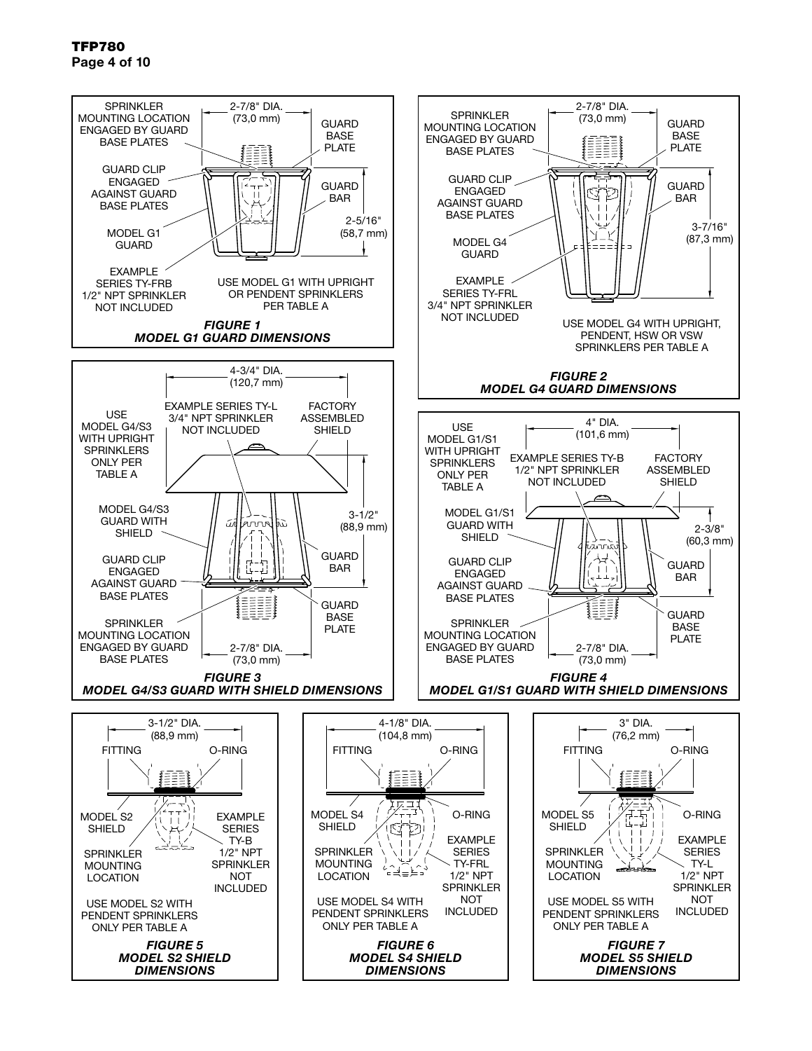SPRINKLER MOUNTING LOCATION ENGAGED BY GUARD BASE PLATES

2-7/8" DIA. (73,0 mm)

GUARD BASE PLATE

GUARD CLIP ENGAGED AGAINST GUARD BASE PLATES

GUARD BAR

2-5/16" (58,7 mm)

MODEL G1 GUARD

EXAMPLE SERIES TY-FRB 1/2" NPT SPRINKLER NOT INCLUDED

USE MODEL G1 WITH UPRIGHT OR PENDENT SPRINKLERS PER TABLE A

***FIGURE 1***
***MODEL G1 GUARD DIMENSIONS***

SPRINKLER MOUNTING LOCATION ENGAGED BY GUARD BASE PLATES

2-7/8" DIA. (73,0 mm)

GUARD BASE PLATE

GUARD CLIP ENGAGED AGAINST GUARD BASE PLATES

GUARD BAR

3-7/16" (87,3 mm)

MODEL G4 GUARD

EXAMPLE SERIES TY-FRL 3/4" NPT SPRINKLER NOT INCLUDED

USE MODEL G4 WITH UPRIGHT, PENDENT, HSW OR VSW SPRINKLERS PER TABLE A

***FIGURE 2***
***MODEL G4 GUARD DIMENSIONS***

4-3/4" DIA. (120,7 mm)

USE MODEL G4/S3 WITH UPRIGHT SPRINKLERS ONLY PER TABLE A

EXAMPLE SERIES TY-L 3/4" NPT SPRINKLER NOT INCLUDED

FACTORY ASSEMBLED SHIELD

MODEL G4/S3 GUARD WITH SHIELD

3-1/2" (88,9 mm)

GUARD CLIP ENGAGED AGAINST GUARD BASE PLATES

GUARD BAR

GUARD BASE PLATE

SPRINKLER MOUNTING LOCATION ENGAGED BY GUARD BASE PLATES

2-7/8" DIA. (73,0 mm)

***FIGURE 3***
***MODEL G4/S3 GUARD WITH SHIELD DIMENSIONS***

4" DIA. (101,6 mm)

USE MODEL G1/S1 WITH UPRIGHT SPRINKLERS ONLY PER TABLE A

EXAMPLE SERIES TY-B 1/2" NPT SPRINKLER NOT INCLUDED

FACTORY ASSEMBLED SHIELD

MODEL G1/S1 GUARD WITH SHIELD

2-3/8" (60,3 mm)

GUARD CLIP ENGAGED AGAINST GUARD BASE PLATES

GUARD BAR

GUARD BASE PLATE

SPRINKLER MOUNTING LOCATION ENGAGED BY GUARD BASE PLATES

2-7/8" DIA. (73,0 mm)

***FIGURE 4***
***MODEL G1/S1 GUARD WITH SHIELD DIMENSIONS***

3-1/2" DIA. (88,9 mm)

FITTING

O-RING

MODEL S2 SHIELD

EXAMPLE SERIES TY-B 1/2" NPT SPRINKLER NOT INCLUDED

SPRINKLER MOUNTING LOCATION

USE MODEL S2 WITH PENDENT SPRINKLERS ONLY PER TABLE A

***FIGURE 5***
***MODEL S2 SHIELD DIMENSIONS***

4-1/8" DIA. (104,8 mm)

FITTING

O-RING

MODEL S4 SHIELD

O-RING

EXAMPLE SERIES TY-FRL 1/2" NPT SPRINKLER NOT INCLUDED

SPRINKLER MOUNTING LOCATION

USE MODEL S4 WITH PENDENT SPRINKLERS ONLY PER TABLE A

***FIGURE 6***
***MODEL S4 SHIELD DIMENSIONS***

3" DIA. (76,2 mm)

FITTING

O-RING

MODEL S5 SHIELD

O-RING

EXAMPLE SERIES TY-L 1/2" NPT SPRINKLER NOT INCLUDED

SPRINKLER MOUNTING LOCATION

USE MODEL S5 WITH PENDENT SPRINKLERS ONLY PER TABLE A

***FIGURE 7***
***MODEL S5 SHIELD DIMENSIONS***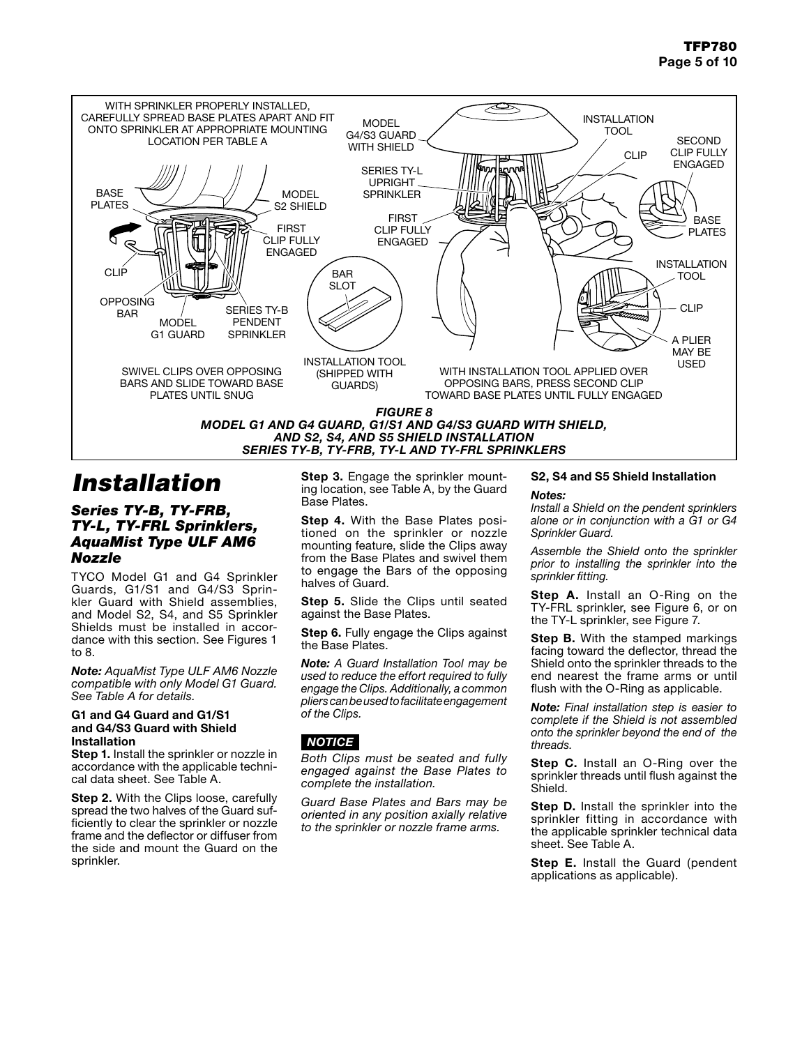FIGURE 8
MODEL G1 AND G4 GUARD, G1/S1 AND G4/S3 GUARD WITH SHIELD, AND S2, S4, AND S5 SHIELD INSTALLATION
SERIES TY-B, TY-FRB, TY-L AND TY-FRL SPRINKLERS

# Installation

## Series TY-B, TY-FRB, TY-L, TY-FRL Sprinklers, AquaMist Type ULF AM6 Nozzle

TYCO Model G1 and G4 Sprinkler Guards, G1/S1 and G4/S3 Sprinkler Guard with Shield assemblies, and Model S2, S4, and S5 Sprinkler Shields must be installed in accordance with this section. See Figures 1 to 8.

***Note:*** *AquaMist Type ULF AM6 Nozzle compatible with only Model G1 Guard. See Table A for details.*

### G1 and G4 Guard and G1/S1 and G4/S3 Guard with Shield Installation

**Step 1.** Install the sprinkler or nozzle in accordance with the applicable technical data sheet. See Table A.

**Step 2.** With the Clips loose, carefully spread the two halves of the Guard sufficiently to clear the sprinkler or nozzle frame and the deflector or diffuser from the side and mount the Guard on the sprinkler.

**Step 3.** Engage the sprinkler mounting location, see Table A, by the Guard Base Plates.

**Step 4.** With the Base Plates positioned on the sprinkler or nozzle mounting feature, slide the Clips away from the Base Plates and swivel them to engage the Bars of the opposing halves of Guard.

**Step 5.** Slide the Clips until seated against the Base Plates.

**Step 6.** Fully engage the Clips against the Base Plates.

***Note:*** *A Guard Installation Tool may be used to reduce the effort required to fully engage the Clips. Additionally, a common pliers can be used to facilitate engagement of the Clips.*

**NOTICE**

*Both Clips must be seated and fully engaged against the Base Plates to complete the installation.*

*Guard Base Plates and Bars may be oriented in any position axially relative to the sprinkler or nozzle frame arms.*

### S2, S4 and S5 Shield Installation

***Notes:***

*Install a Shield on the pendent sprinklers alone or in conjunction with a G1 or G4 Sprinkler Guard.*

*Assemble the Shield onto the sprinkler prior to installing the sprinkler into the sprinkler fitting.*

**Step A.** Install an O-Ring on the TY-FRL sprinkler, see Figure 6, or on the TY-L sprinkler, see Figure 7.

**Step B.** With the stamped markings facing toward the deflector, thread the Shield onto the sprinkler threads to the end nearest the frame arms or until flush with the O-Ring as applicable.

***Note:*** *Final installation step is easier to complete if the Shield is not assembled onto the sprinkler beyond the end of the threads.*

**Step C.** Install an O-Ring over the sprinkler threads until flush against the Shield.

**Step D.** Install the sprinkler into the sprinkler fitting in accordance with the applicable sprinkler technical data sheet. See Table A.

**Step E.** Install the Guard (pendent applications as applicable).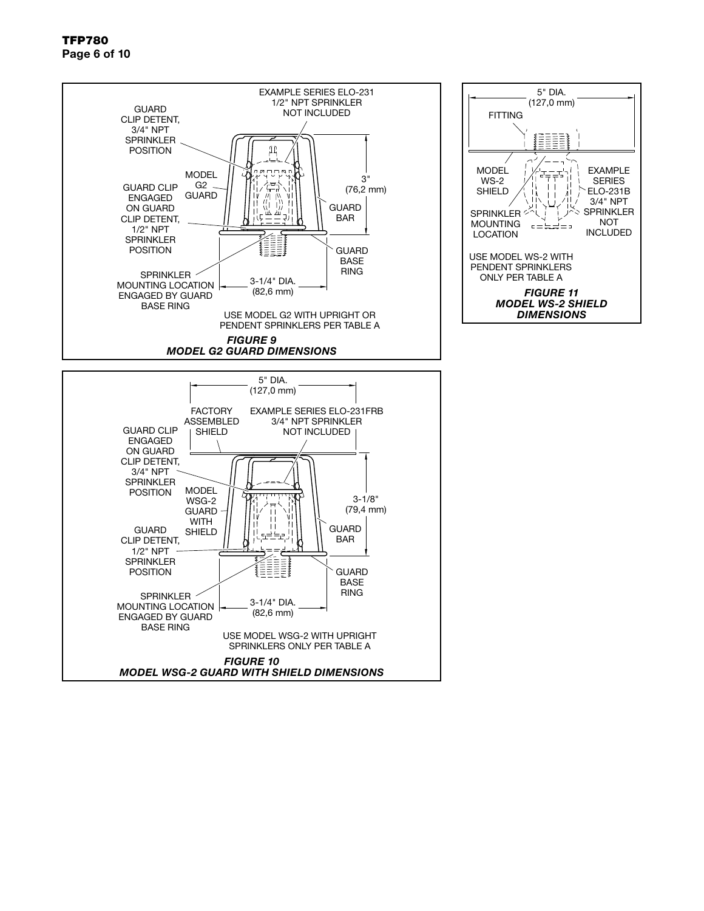EXAMPLE SERIES ELO-231 1/2" NPT SPRINKLER NOT INCLUDED

GUARD CLIP DETENT, 3/4" NPT SPRINKLER POSITION

MODEL G2 GUARD

GUARD CLIP ENGAGED ON GUARD CLIP DETENT, 1/2" NPT SPRINKLER POSITION

3" (76,2 mm)

GUARD BAR

GUARD BASE RING

SPRINKLER MOUNTING LOCATION ENGAGED BY GUARD BASE RING

3-1/4" DIA. (82,6 mm)

USE MODEL G2 WITH UPRIGHT OR PENDENT SPRINKLERS PER TABLE A

***FIGURE 9***
***MODEL G2 GUARD DIMENSIONS***

5" DIA. (127,0 mm)

FITTING

MODEL WS-2 SHIELD

EXAMPLE SERIES ELO-231B 3/4" NPT SPRINKLER NOT INCLUDED

SPRINKLER MOUNTING LOCATION

USE MODEL WS-2 WITH PENDENT SPRINKLERS ONLY PER TABLE A

***FIGURE 11***
***MODEL WS-2 SHIELD DIMENSIONS***

5" DIA. (127,0 mm)

FACTORY ASSEMBLED SHIELD

EXAMPLE SERIES ELO-231FRB 3/4" NPT SPRINKLER NOT INCLUDED

GUARD CLIP ENGAGED ON GUARD CLIP DETENT, 3/4" NPT SPRINKLER POSITION

MODEL WSG-2 GUARD WITH SHIELD

3-1/8" (79,4 mm)

GUARD CLIP DETENT, 1/2" NPT SPRINKLER POSITION

GUARD BAR

GUARD BASE RING

SPRINKLER MOUNTING LOCATION ENGAGED BY GUARD BASE RING

3-1/4" DIA. (82,6 mm)

USE MODEL WSG-2 WITH UPRIGHT SPRINKLERS ONLY PER TABLE A

***FIGURE 10***
***MODEL WSG-2 GUARD WITH SHIELD DIMENSIONS***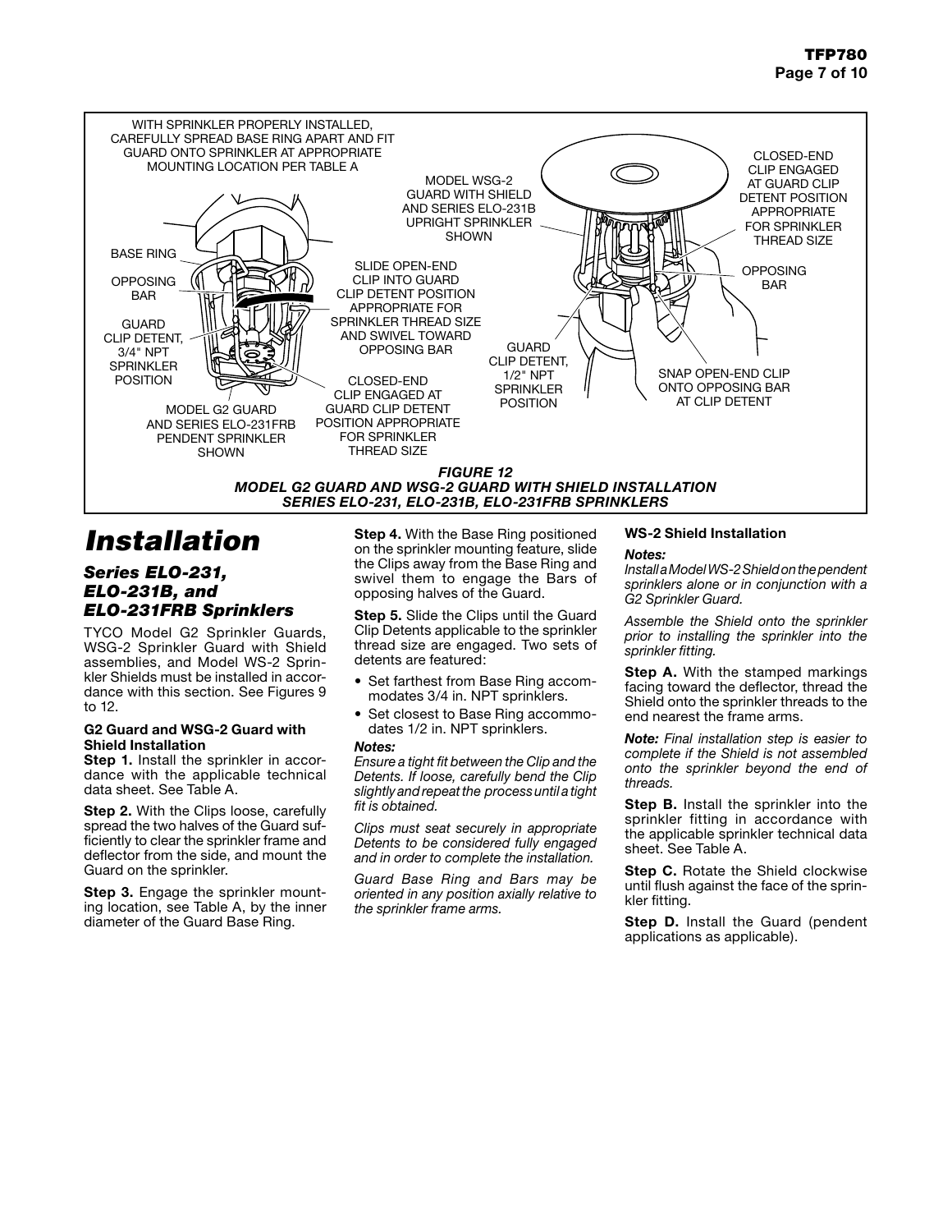WITH SPRINKLER PROPERLY INSTALLED, CAREFULLY SPREAD BASE RING APART AND FIT GUARD ONTO SPRINKLER AT APPROPRIATE MOUNTING LOCATION PER TABLE A

BASE RING

OPPOSING BAR

GUARD CLIP DETENT, 3/4" NPT SPRINKLER POSITION

MODEL G2 GUARD AND SERIES ELO-231FRB PENDENT SPRINKLER SHOWN

SLIDE OPEN-END CLIP INTO GUARD CLIP DETENT POSITION APPROPRIATE FOR SPRINKLER THREAD SIZE AND SWIVEL TOWARD OPPOSING BAR

CLOSED-END CLIP ENGAGED AT GUARD CLIP DETENT POSITION APPROPRIATE FOR SPRINKLER THREAD SIZE

MODEL WSG-2 GUARD WITH SHIELD AND SERIES ELO-231B UPRIGHT SPRINKLER SHOWN

GUARD CLIP DETENT, 1/2" NPT SPRINKLER POSITION

CLOSED-END CLIP ENGAGED AT GUARD CLIP DETENT POSITION APPROPRIATE FOR SPRINKLER THREAD SIZE

OPPOSING BAR

SNAP OPEN-END CLIP ONTO OPPOSING BAR AT CLIP DETENT

***FIGURE 12***
***MODEL G2 GUARD AND WSG-2 GUARD WITH SHIELD INSTALLATION***
***SERIES ELO-231, ELO-231B, ELO-231FRB SPRINKLERS***

# *Installation*

## *Series ELO-231, ELO-231B, and ELO-231FRB Sprinklers*

TYCO Model G2 Sprinkler Guards, WSG-2 Sprinkler Guard with Shield assemblies, and Model WS-2 Sprinkler Shields must be installed in accordance with this section. See Figures 9 to 12.

### G2 Guard and WSG-2 Guard with Shield Installation

**Step 1.** Install the sprinkler in accordance with the applicable technical data sheet. See Table A.

**Step 2.** With the Clips loose, carefully spread the two halves of the Guard sufficiently to clear the sprinkler frame and deflector from the side, and mount the Guard on the sprinkler.

**Step 3.** Engage the sprinkler mounting location, see Table A, by the inner diameter of the Guard Base Ring.

**Step 4.** With the Base Ring positioned on the sprinkler mounting feature, slide the Clips away from the Base Ring and swivel them to engage the Bars of opposing halves of the Guard.

**Step 5.** Slide the Clips until the Guard Clip Detents applicable to the sprinkler thread size are engaged. Two sets of detents are featured:

- Set farthest from Base Ring accommodates 3/4 in. NPT sprinklers.
- Set closest to Base Ring accommodates 1/2 in. NPT sprinklers.

***Notes:***

*Ensure a tight fit between the Clip and the Detents. If loose, carefully bend the Clip slightly and repeat the process until a tight fit is obtained.*

*Clips must seat securely in appropriate Detents to be considered fully engaged and in order to complete the installation.*

*Guard Base Ring and Bars may be oriented in any position axially relative to the sprinkler frame arms.*

### WS-2 Shield Installation

***Notes:***

*Install a Model WS-2 Shield on the pendent sprinklers alone or in conjunction with a G2 Sprinkler Guard.*

*Assemble the Shield onto the sprinkler prior to installing the sprinkler into the sprinkler fitting.*

**Step A.** With the stamped markings facing toward the deflector, thread the Shield onto the sprinkler threads to the end nearest the frame arms.

***Note:*** *Final installation step is easier to complete if the Shield is not assembled onto the sprinkler beyond the end of threads.*

**Step B.** Install the sprinkler into the sprinkler fitting in accordance with the applicable sprinkler technical data sheet. See Table A.

**Step C.** Rotate the Shield clockwise until flush against the face of the sprinkler fitting.

**Step D.** Install the Guard (pendent applications as applicable).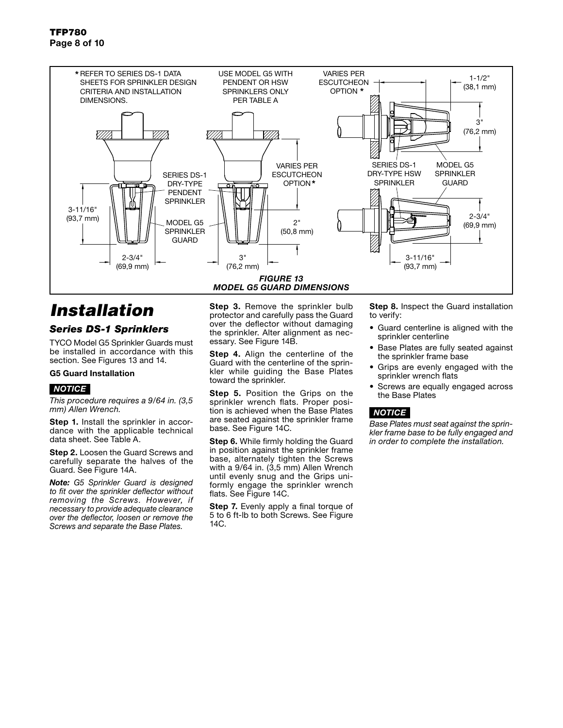FIGURE 13
MODEL G5 GUARD DIMENSIONS

# Installation

## Series DS-1 Sprinklers

TYCO Model G5 Sprinkler Guards must be installed in accordance with this section. See Figures 13 and 14.

**G5 Guard Installation**

***NOTICE***

*This procedure requires a 9/64 in. (3,5 mm) Allen Wrench.*

**Step 1.** Install the sprinkler in accordance with the applicable technical data sheet. See Table A.

**Step 2.** Loosen the Guard Screws and carefully separate the halves of the Guard. See Figure 14A.

***Note:*** *G5 Sprinkler Guard is designed to fit over the sprinkler deflector without removing the Screws. However, if necessary to provide adequate clearance over the deflector, loosen or remove the Screws and separate the Base Plates.*

**Step 3.** Remove the sprinkler bulb protector and carefully pass the Guard over the deflector without damaging the sprinkler. Alter alignment as necessary. See Figure 14B.

**Step 4.** Align the centerline of the Guard with the centerline of the sprinkler while guiding the Base Plates toward the sprinkler.

**Step 5.** Position the Grips on the sprinkler wrench flats. Proper position is achieved when the Base Plates are seated against the sprinkler frame base. See Figure 14C.

**Step 6.** While firmly holding the Guard in position against the sprinkler frame base, alternately tighten the Screws with a 9/64 in. (3,5 mm) Allen Wrench until evenly snug and the Grips uniformly engage the sprinkler wrench flats. See Figure 14C.

**Step 7.** Evenly apply a final torque of 5 to 6 ft-lb to both Screws. See Figure 14C.

**Step 8.** Inspect the Guard installation to verify:

- Guard centerline is aligned with the sprinkler centerline
- Base Plates are fully seated against the sprinkler frame base
- Grips are evenly engaged with the sprinkler wrench flats
- Screws are equally engaged across the Base Plates

***NOTICE***

*Base Plates must seat against the sprinkler frame base to be fully engaged and in order to complete the installation.*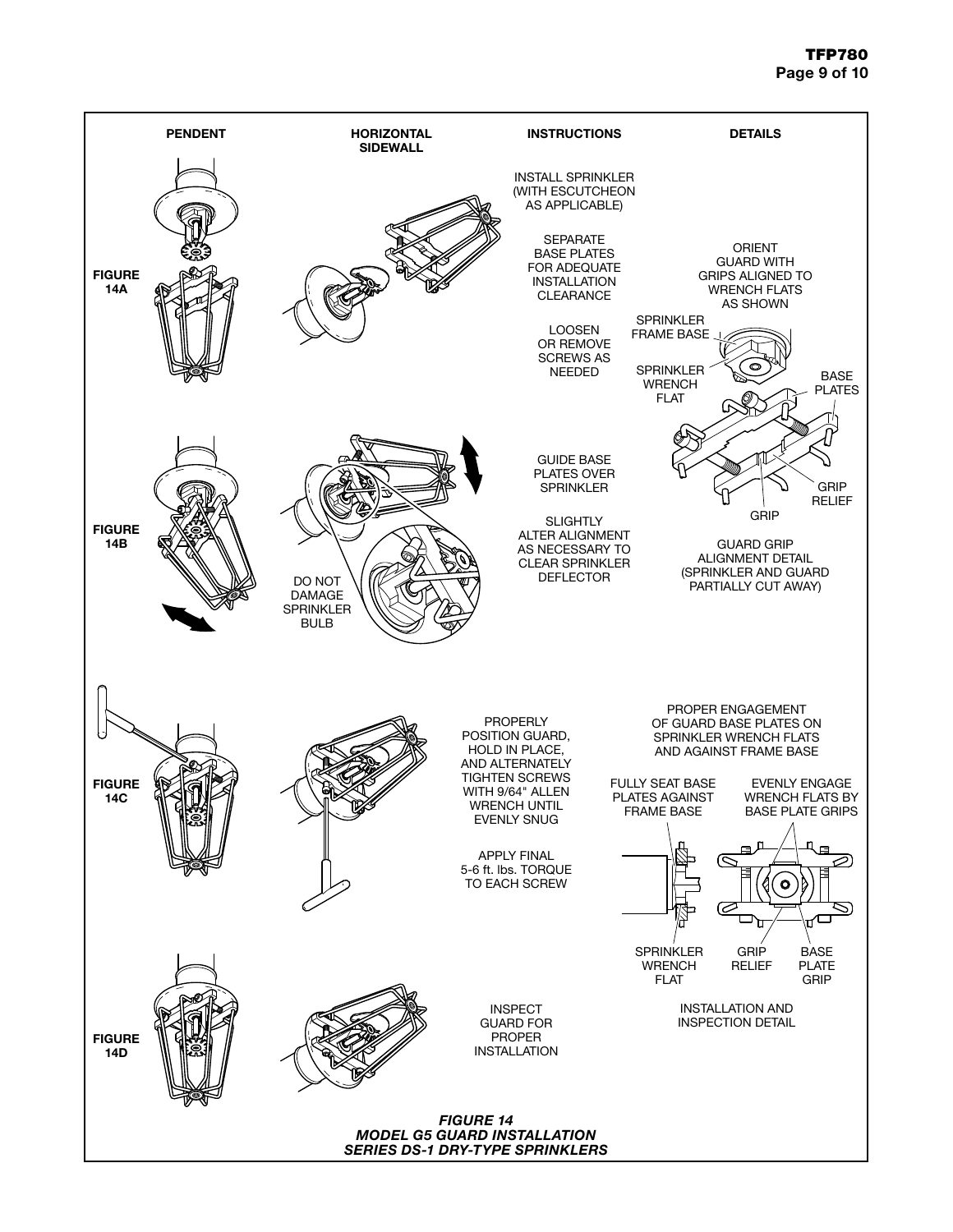| | PENDENT | HORIZONTAL SIDEWALL | INSTRUCTIONS | DETAILS |
|---|---|---|---|---|
| FIGURE 14A | | | INSTALL SPRINKLER (WITH ESCUTCHEON AS APPLICABLE)<br><br>SEPARATE BASE PLATES FOR ADEQUATE INSTALLATION CLEARANCE<br><br>LOOSEN OR REMOVE SCREWS AS NEEDED | ORIENT GUARD WITH GRIPS ALIGNED TO WRENCH FLATS AS SHOWN<br><br>SPRINKLER FRAME BASE<br>SPRINKLER WRENCH FLAT<br>BASE PLATES<br>GRIP RELIEF<br>GRIP<br><br>GUARD GRIP ALIGNMENT DETAIL (SPRINKLER AND GUARD PARTIALLY CUT AWAY) |
| FIGURE 14B | | DO NOT DAMAGE SPRINKLER BULB | GUIDE BASE PLATES OVER SPRINKLER<br><br>SLIGHTLY ALTER ALIGNMENT AS NECESSARY TO CLEAR SPRINKLER DEFLECTOR | |
| FIGURE 14C | | | PROPERLY POSITION GUARD, HOLD IN PLACE, AND ALTERNATELY TIGHTEN SCREWS WITH 9/64" ALLEN WRENCH UNTIL EVENLY SNUG<br><br>APPLY FINAL 5-6 ft. lbs. TORQUE TO EACH SCREW | PROPER ENGAGEMENT OF GUARD BASE PLATES ON SPRINKLER WRENCH FLATS AND AGAINST FRAME BASE<br><br>FULLY SEAT BASE PLATES AGAINST FRAME BASE<br>EVENLY ENGAGE WRENCH FLATS BY BASE PLATE GRIPS<br><br>SPRINKLER WRENCH FLAT<br>GRIP RELIEF<br>BASE PLATE GRIP<br><br>INSTALLATION AND INSPECTION DETAIL |
| FIGURE 14D | | | INSPECT GUARD FOR PROPER INSTALLATION | |

***FIGURE 14***
***MODEL G5 GUARD INSTALLATION***
***SERIES DS-1 DRY-TYPE SPRINKLERS***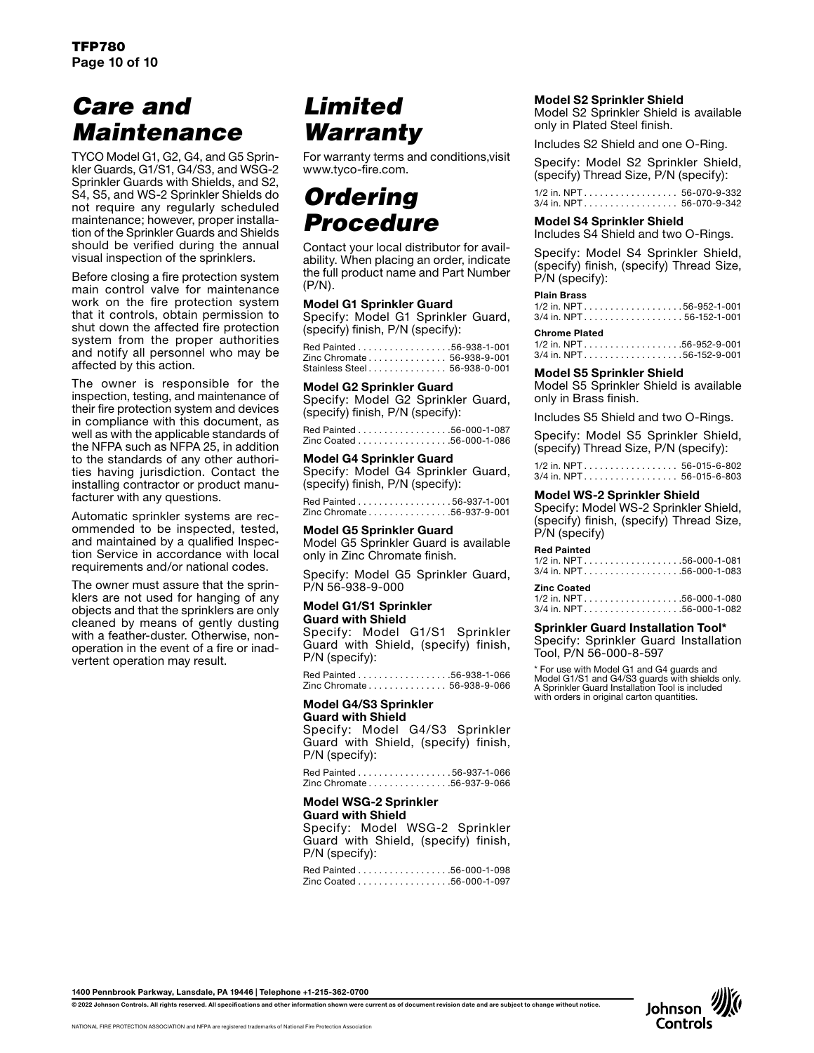# Care and Maintenance

TYCO Model G1, G2, G4, and G5 Sprinkler Guards, G1/S1, G4/S3, and WSG-2 Sprinkler Guards with Shields, and S2, S4, S5, and WS-2 Sprinkler Shields do not require any regularly scheduled maintenance; however, proper installation of the Sprinkler Guards and Shields should be verified during the annual visual inspection of the sprinklers.

Before closing a fire protection system main control valve for maintenance work on the fire protection system that it controls, obtain permission to shut down the affected fire protection system from the proper authorities and notify all personnel who may be affected by this action.

The owner is responsible for the inspection, testing, and maintenance of their fire protection system and devices in compliance with this document, as well as with the applicable standards of the NFPA such as NFPA 25, in addition to the standards of any other authorities having jurisdiction. Contact the installing contractor or product manufacturer with any questions.

Automatic sprinkler systems are recommended to be inspected, tested, and maintained by a qualified Inspection Service in accordance with local requirements and/or national codes.

The owner must assure that the sprinklers are not used for hanging of any objects and that the sprinklers are only cleaned by means of gently dusting with a feather-duster. Otherwise, non-operation in the event of a fire or inadvertent operation may result.

# Limited Warranty

For warranty terms and conditions,visit www.tyco-fire.com.

# Ordering Procedure

Contact your local distributor for availability. When placing an order, indicate the full product name and Part Number (P/N).

**Model G1 Sprinkler Guard**
Specify: Model G1 Sprinkler Guard, (specify) finish, P/N (specify):

Red Painted . . . . . . . . . . . . . . . . . .56-938-1-001
Zinc Chromate . . . . . . . . . . . . . . . 56-938-9-001
Stainless Steel . . . . . . . . . . . . . . . 56-938-0-001

**Model G2 Sprinkler Guard**
Specify: Model G2 Sprinkler Guard, (specify) finish, P/N (specify):

Red Painted . . . . . . . . . . . . . . . . . .56-000-1-087
Zinc Coated . . . . . . . . . . . . . . . . . .56-000-1-086

**Model G4 Sprinkler Guard**
Specify: Model G4 Sprinkler Guard, (specify) finish, P/N (specify):

Red Painted . . . . . . . . . . . . . . . . . .56-937-1-001
Zinc Chromate . . . . . . . . . . . . . . . .56-937-9-001

**Model G5 Sprinkler Guard**
Model G5 Sprinkler Guard is available only in Zinc Chromate finish.

Specify: Model G5 Sprinkler Guard, P/N 56-938-9-000

**Model G1/S1 Sprinkler Guard with Shield**
Specify: Model G1/S1 Sprinkler Guard with Shield, (specify) finish, P/N (specify):

Red Painted . . . . . . . . . . . . . . . . . .56-938-1-066
Zinc Chromate . . . . . . . . . . . . . . . 56-938-9-066

**Model G4/S3 Sprinkler Guard with Shield**
Specify: Model G4/S3 Sprinkler Guard with Shield, (specify) finish, P/N (specify):

Red Painted . . . . . . . . . . . . . . . . . .56-937-1-066
Zinc Chromate . . . . . . . . . . . . . . . .56-937-9-066

**Model WSG-2 Sprinkler Guard with Shield**
Specify: Model WSG-2 Sprinkler Guard with Shield, (specify) finish, P/N (specify):

Red Painted . . . . . . . . . . . . . . . . . .56-000-1-098
Zinc Coated . . . . . . . . . . . . . . . . . .56-000-1-097

**Model S2 Sprinkler Shield**
Model S2 Sprinkler Shield is available only in Plated Steel finish.

Includes S2 Shield and one O-Ring.

Specify: Model S2 Sprinkler Shield, (specify) Thread Size, P/N (specify):

1/2 in. NPT . . . . . . . . . . . . . . . . . . 56-070-9-332
3/4 in. NPT . . . . . . . . . . . . . . . . . . 56-070-9-342

**Model S4 Sprinkler Shield**
Includes S4 Shield and two O-Rings.

Specify: Model S4 Sprinkler Shield, (specify) finish, (specify) Thread Size, P/N (specify):

**Plain Brass**
1/2 in. NPT . . . . . . . . . . . . . . . . . . .56-952-1-001
3/4 in. NPT . . . . . . . . . . . . . . . . . . . 56-152-1-001

**Chrome Plated**
1/2 in. NPT . . . . . . . . . . . . . . . . . . .56-952-9-001
3/4 in. NPT . . . . . . . . . . . . . . . . . . .56-152-9-001

**Model S5 Sprinkler Shield**
Model S5 Sprinkler Shield is available only in Brass finish.

Includes S5 Shield and two O-Rings.

Specify: Model S5 Sprinkler Shield, (specify) Thread Size, P/N (specify):

1/2 in. NPT . . . . . . . . . . . . . . . . . . 56-015-6-802
3/4 in. NPT . . . . . . . . . . . . . . . . . . 56-015-6-803

**Model WS-2 Sprinkler Shield**
Specify: Model WS-2 Sprinkler Shield, (specify) finish, (specify) Thread Size, P/N (specify)

**Red Painted**
1/2 in. NPT . . . . . . . . . . . . . . . . . . .56-000-1-081
3/4 in. NPT . . . . . . . . . . . . . . . . . . .56-000-1-083

**Zinc Coated**
1/2 in. NPT . . . . . . . . . . . . . . . . . . .56-000-1-080
3/4 in. NPT . . . . . . . . . . . . . . . . . . .56-000-1-082

**Sprinkler Guard Installation Tool***
Specify: Sprinkler Guard Installation Tool, P/N 56-000-8-597

* For use with Model G1 and G4 guards and Model G1/S1 and G4/S3 guards with shields only. A Sprinkler Guard Installation Tool is included with orders in original carton quantities.

1400 Pennbrook Parkway, Lansdale, PA 19446 | Telephone +1-215-362-0700

© 2022 Johnson Controls. All rights reserved. All specifications and other information shown were current as of document revision date and are subject to change without notice.

NATIONAL FIRE PROTECTION ASSOCIATION and NFPA are registered trademarks of National Fire Protection Association